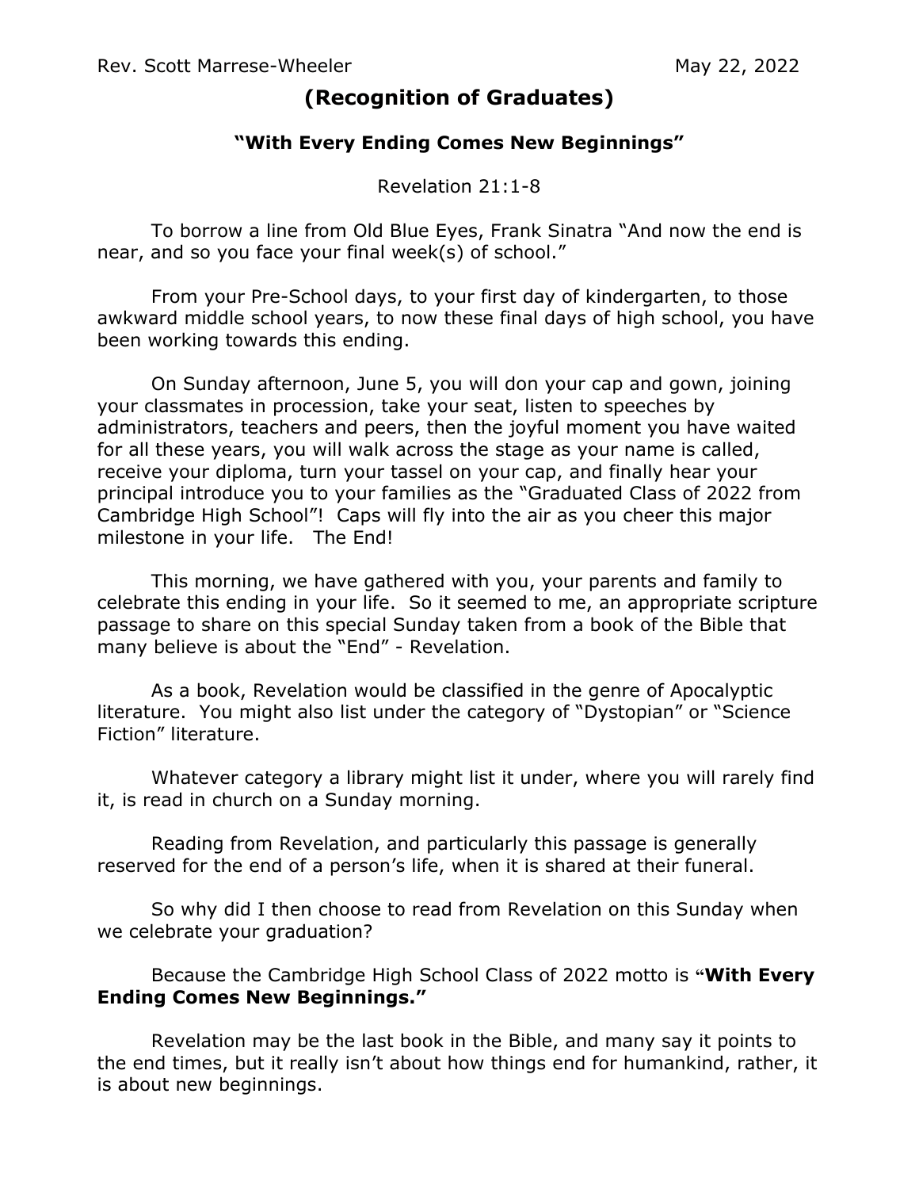Rev. Scott Marrese-Wheeler May 22, 2022

# (Recognition of Graduates)

## "With Every Ending Comes New Beginnings"

Revelation 21:1-8

To borrow a line from Old Blue Eyes, Frank Sinatra "And now the end is near, and so you face your final week(s) of school."

From your Pre-School days, to your first day of kindergarten, to those awkward middle school years, to now these final days of high school, you have been working towards this ending.

On Sunday afternoon, June 5, you will don your cap and gown, joining your classmates in procession, take your seat, listen to speeches by administrators, teachers and peers, then the joyful moment you have waited for all these years, you will walk across the stage as your name is called, receive your diploma, turn your tassel on your cap, and finally hear your principal introduce you to your families as the "Graduated Class of 2022 from Cambridge High School"! Caps will fly into the air as you cheer this major milestone in your life. The End!

This morning, we have gathered with you, your parents and family to celebrate this ending in your life. So it seemed to me, an appropriate scripture passage to share on this special Sunday taken from a book of the Bible that many believe is about the "End" - Revelation.

As a book, Revelation would be classified in the genre of Apocalyptic literature. You might also list under the category of "Dystopian" or "Science Fiction" literature.

Whatever category a library might list it under, where you will rarely find it, is read in church on a Sunday morning.

Reading from Revelation, and particularly this passage is generally reserved for the end of a person's life, when it is shared at their funeral.

So why did I then choose to read from Revelation on this Sunday when we celebrate your graduation?

Because the Cambridge High School Class of 2022 motto is **"With Every Ending Comes New Beginnings."**

Revelation may be the last book in the Bible, and many say it points to the end times, but it really isn't about how things end for humankind, rather, it is about new beginnings.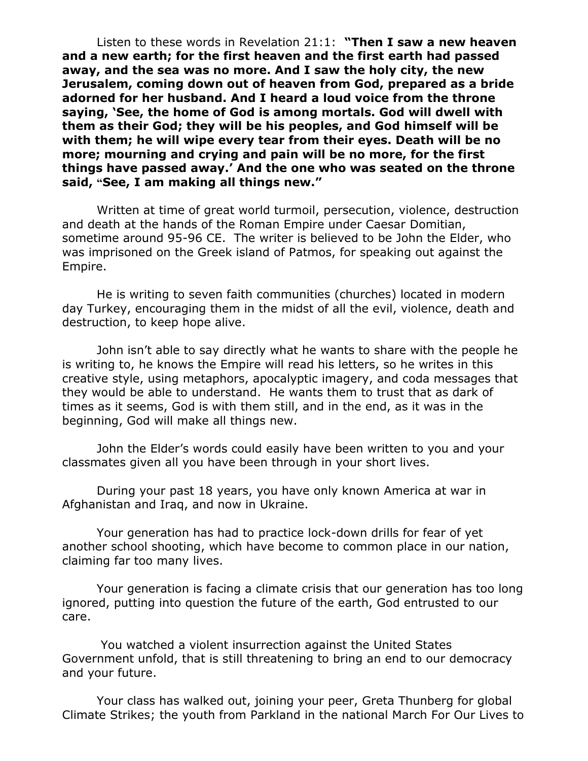Listen to these words in Revelation 21:1: **"Then I saw a new heaven and a new earth; for the first heaven and the first earth had passed away, and the sea was no more. And I saw the holy city, the new Jerusalem, coming down out of heaven from God, prepared as a bride adorned for her husband. And I heard a loud voice from the throne saying, 'See, the home of God is among mortals. God will dwell with them as their God; they will be his peoples, and God himself will be with them; he will wipe every tear from their eyes. Death will be no more; mourning and crying and pain will be no more, for the first things have passed away.' And the one who was seated on the throne said, "See, I am making all things new."**

Written at time of great world turmoil, persecution, violence, destruction and death at the hands of the Roman Empire under Caesar Domitian, sometime around 95-96 CE. The writer is believed to be John the Elder, who was imprisoned on the Greek island of Patmos, for speaking out against the Empire.

He is writing to seven faith communities (churches) located in modern day Turkey, encouraging them in the midst of all the evil, violence, death and destruction, to keep hope alive.

John isn't able to say directly what he wants to share with the people he is writing to, he knows the Empire will read his letters, so he writes in this creative style, using metaphors, apocalyptic imagery, and coda messages that they would be able to understand. He wants them to trust that as dark of times as it seems, God is with them still, and in the end, as it was in the beginning, God will make all things new.

John the Elder's words could easily have been written to you and your classmates given all you have been through in your short lives.

During your past 18 years, you have only known America at war in Afghanistan and Iraq, and now in Ukraine.

Your generation has had to practice lock-down drills for fear of yet another school shooting, which have become to common place in our nation, claiming far too many lives.

Your generation is facing a climate crisis that our generation has too long ignored, putting into question the future of the earth, God entrusted to our care.

You watched a violent insurrection against the United States Government unfold, that is still threatening to bring an end to our democracy and your future.

Your class has walked out, joining your peer, Greta Thunberg for global Climate Strikes; the youth from Parkland in the national March For Our Lives to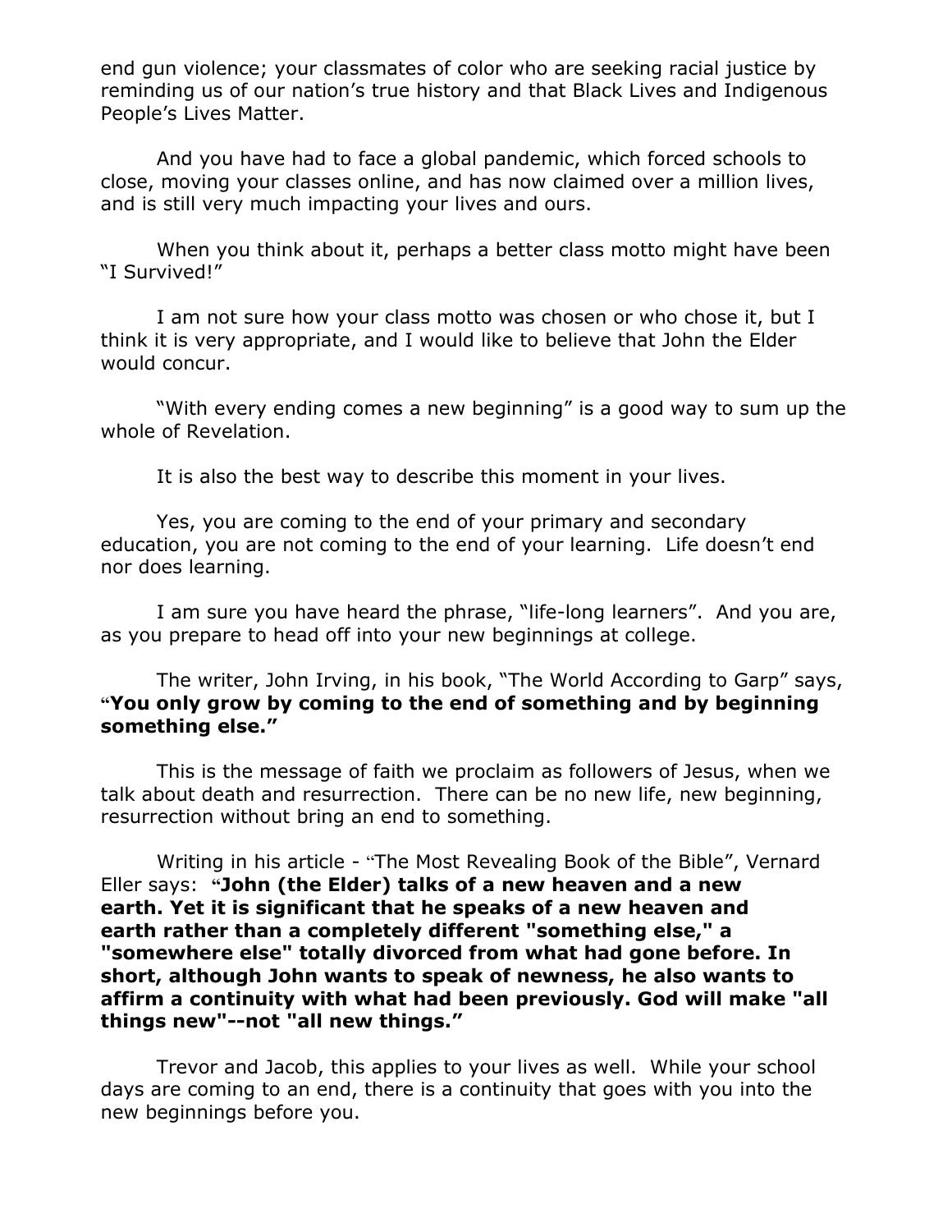end gun violence; your classmates of color who are seeking racial justice by reminding us of our nation's true history and that Black Lives and Indigenous People's Lives Matter.

And you have had to face a global pandemic, which forced schools to close, moving your classes online, and has now claimed over a million lives, and is still very much impacting your lives and ours.

When you think about it, perhaps a better class motto might have been "I Survived!"

I am not sure how your class motto was chosen or who chose it, but I think it is very appropriate, and I would like to believe that John the Elder would concur.

"With every ending comes a new beginning" is a good way to sum up the whole of Revelation.

It is also the best way to describe this moment in your lives.

Yes, you are coming to the end of your primary and secondary education, you are not coming to the end of your learning. Life doesn't end nor does learning.

I am sure you have heard the phrase, "life-long learners". And you are, as you prepare to head off into your new beginnings at college.

The writer, John Irving, in his book, "The World According to Garp" says, **"You only grow by coming to the end of something and by beginning something else."**

This is the message of faith we proclaim as followers of Jesus, when we talk about death and resurrection. There can be no new life, new beginning, resurrection without bring an end to something.

Writing in his article - "The Most Revealing Book of the Bible", Vernard Eller says: **"John (the Elder) talks of a new heaven and a new earth. Yet it is significant that he speaks of a new heaven and earth rather than a completely different "something else," a "somewhere else" totally divorced from what had gone before. In short, although John wants to speak of newness, he also wants to affirm a continuity with what had been previously. God will make "all things new"--not "all new things."**

Trevor and Jacob, this applies to your lives as well. While your school days are coming to an end, there is a continuity that goes with you into the new beginnings before you.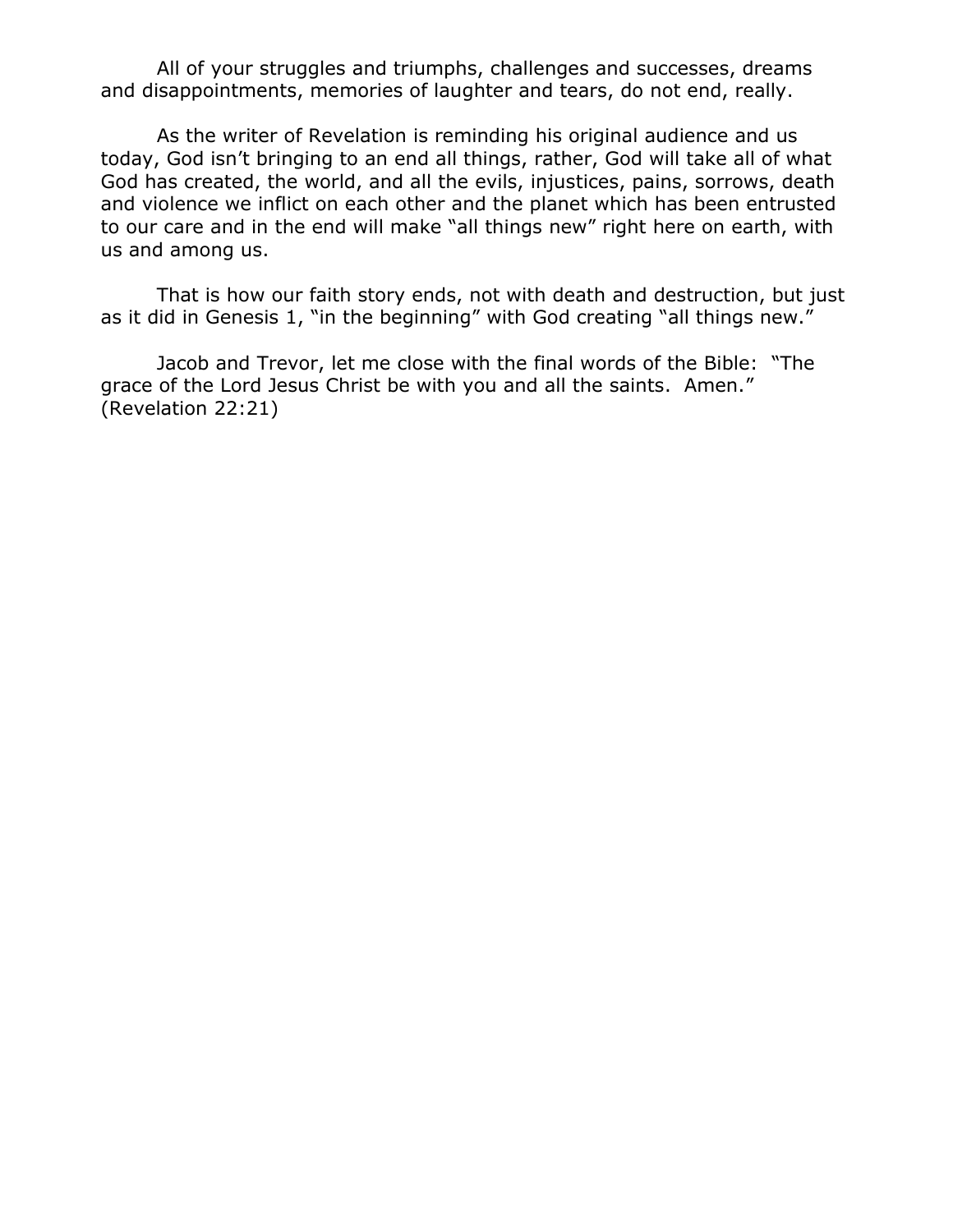All of your struggles and triumphs, challenges and successes, dreams and disappointments, memories of laughter and tears, do not end, really.

As the writer of Revelation is reminding his original audience and us today, God isn't bringing to an end all things, rather, God will take all of what God has created, the world, and all the evils, injustices, pains, sorrows, death and violence we inflict on each other and the planet which has been entrusted to our care and in the end will make "all things new" right here on earth, with us and among us.

That is how our faith story ends, not with death and destruction, but just as it did in Genesis 1, "in the beginning" with God creating "all things new."

Jacob and Trevor, let me close with the final words of the Bible: "The grace of the Lord Jesus Christ be with you and all the saints. Amen." (Revelation 22:21)